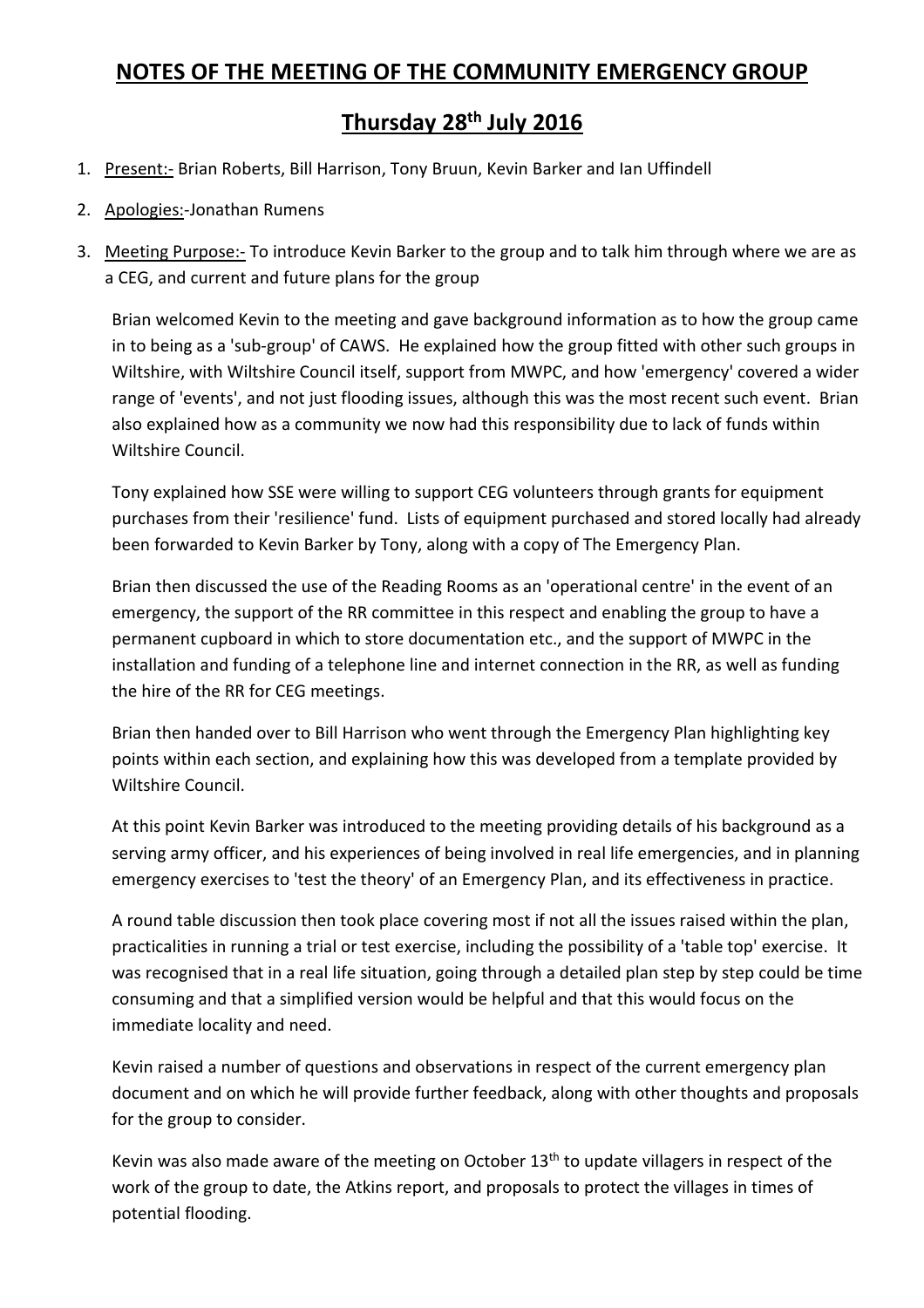# NOTES OF THE MEETING OF THE COMMUNITY EMERGENCY GROUP

## Thursday 28th July 2016

1. Present:- Brian Roberts, Bill Harrison, Tony Bruun, Kevin Barker and Ian Uffindell
2. Apologies:-Jonathan Rumens
3. Meeting Purpose:- To introduce Kevin Barker to the group and to talk him through where we are as a CEG, and current and future plans for the group

   Brian welcomed Kevin to the meeting and gave background information as to how the group came in to being as a 'sub-group' of CAWS. He explained how the group fitted with other such groups in Wiltshire, with Wiltshire Council itself, support from MWPC, and how 'emergency' covered a wider range of 'events', and not just flooding issues, although this was the most recent such event. Brian also explained how as a community we now had this responsibility due to lack of funds within Wiltshire Council.

   Tony explained how SSE were willing to support CEG volunteers through grants for equipment purchases from their 'resilience' fund. Lists of equipment purchased and stored locally had already been forwarded to Kevin Barker by Tony, along with a copy of The Emergency Plan.

   Brian then discussed the use of the Reading Rooms as an 'operational centre' in the event of an emergency, the support of the RR committee in this respect and enabling the group to have a permanent cupboard in which to store documentation etc., and the support of MWPC in the installation and funding of a telephone line and internet connection in the RR, as well as funding the hire of the RR for CEG meetings.

   Brian then handed over to Bill Harrison who went through the Emergency Plan highlighting key points within each section, and explaining how this was developed from a template provided by Wiltshire Council.

   At this point Kevin Barker was introduced to the meeting providing details of his background as a serving army officer, and his experiences of being involved in real life emergencies, and in planning emergency exercises to 'test the theory' of an Emergency Plan, and its effectiveness in practice.

   A round table discussion then took place covering most if not all the issues raised within the plan, practicalities in running a trial or test exercise, including the possibility of a 'table top' exercise. It was recognised that in a real life situation, going through a detailed plan step by step could be time consuming and that a simplified version would be helpful and that this would focus on the immediate locality and need.

   Kevin raised a number of questions and observations in respect of the current emergency plan document and on which he will provide further feedback, along with other thoughts and proposals for the group to consider.

   Kevin was also made aware of the meeting on October 13th to update villagers in respect of the work of the group to date, the Atkins report, and proposals to protect the villages in times of potential flooding.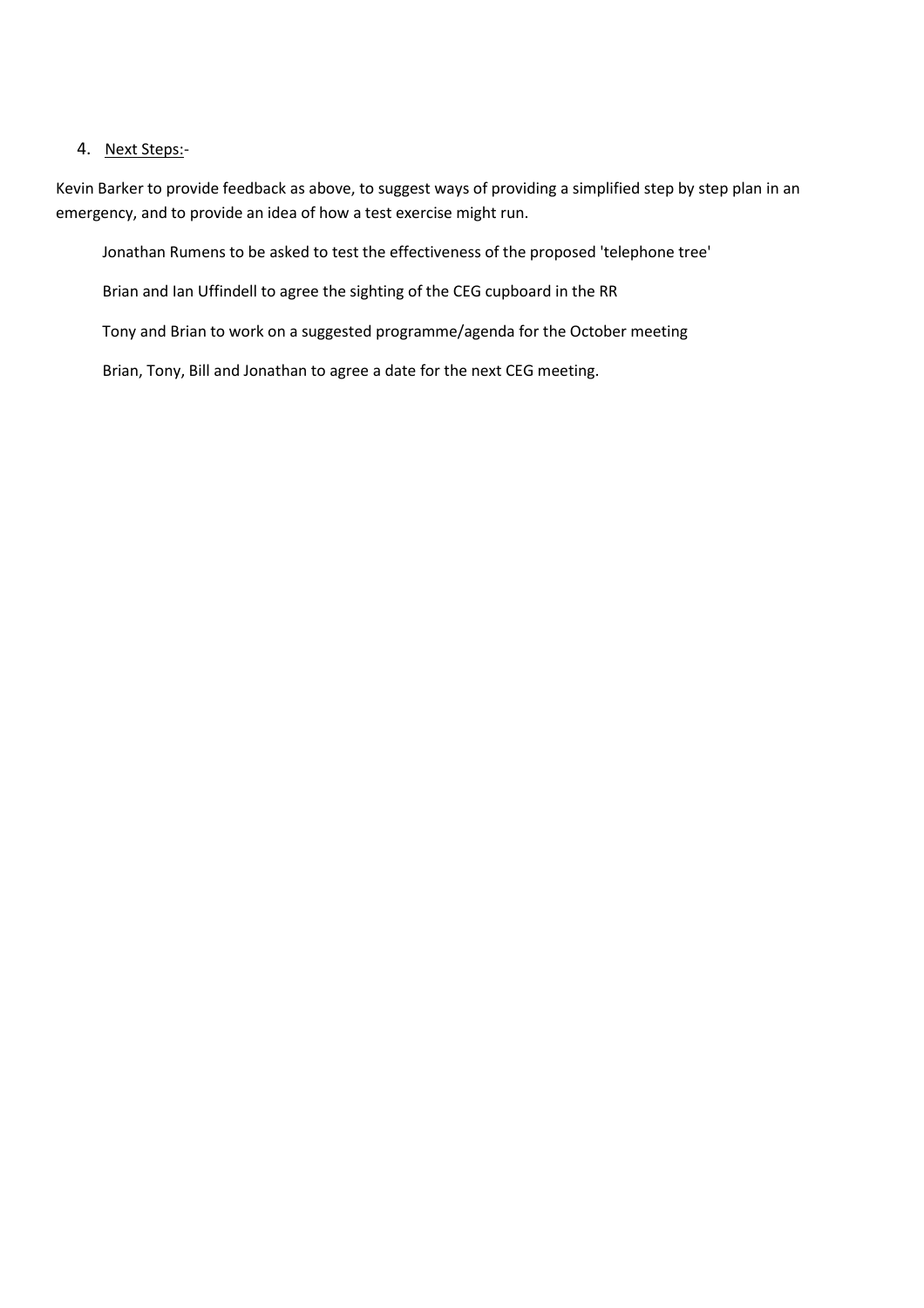4. <u>Next Steps:</u>-

Kevin Barker to provide feedback as above, to suggest ways of providing a simplified step by step plan in an emergency, and to provide an idea of how a test exercise might run.

Jonathan Rumens to be asked to test the effectiveness of the proposed 'telephone tree'

Brian and Ian Uffindell to agree the sighting of the CEG cupboard in the RR

Tony and Brian to work on a suggested programme/agenda for the October meeting

Brian, Tony, Bill and Jonathan to agree a date for the next CEG meeting.